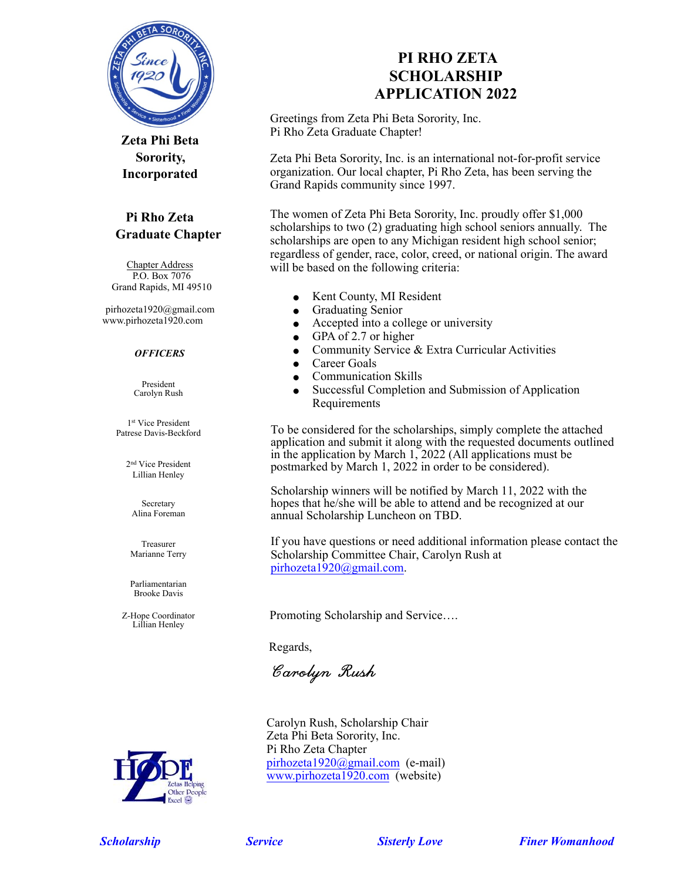# PI RHO ZETA SCHOLARSHIP APPLICATION 2022

**Zeta Phi Beta Sorority, Incorporated**

**Pi Rho Zeta Graduate Chapter**

Chapter Address
P.O. Box 7076
Grand Rapids, MI 49510

pirhozeta1920@gmail.com
www.pirhozeta1920.com

***OFFICERS***

President
Carolyn Rush

1st Vice President
Patrese Davis-Beckford

2nd Vice President
Lillian Henley

Secretary
Alina Foreman

Treasurer
Marianne Terry

Parliamentarian
Brooke Davis

Z-Hope Coordinator
Lillian Henley

Greetings from Zeta Phi Beta Sorority, Inc.
Pi Rho Zeta Graduate Chapter!

Zeta Phi Beta Sorority, Inc. is an international not-for-profit service organization. Our local chapter, Pi Rho Zeta, has been serving the Grand Rapids community since 1997.

The women of Zeta Phi Beta Sorority, Inc. proudly offer $1,000 scholarships to two (2) graduating high school seniors annually. The scholarships are open to any Michigan resident high school senior; regardless of gender, race, color, creed, or national origin. The award will be based on the following criteria:

- Kent County, MI Resident
- Graduating Senior
- Accepted into a college or university
- GPA of 2.7 or higher
- Community Service & Extra Curricular Activities
- Career Goals
- Communication Skills
- Successful Completion and Submission of Application Requirements

To be considered for the scholarships, simply complete the attached application and submit it along with the requested documents outlined in the application by March 1, 2022 (All applications must be postmarked by March 1, 2022 in order to be considered).

Scholarship winners will be notified by March 11, 2022 with the hopes that he/she will be able to attend and be recognized at our annual Scholarship Luncheon on TBD.

If you have questions or need additional information please contact the Scholarship Committee Chair, Carolyn Rush at pirhozeta1920@gmail.com.

Promoting Scholarship and Service….

Regards,

*Carolyn Rush*

Carolyn Rush, Scholarship Chair
Zeta Phi Beta Sorority, Inc.
Pi Rho Zeta Chapter
pirhozeta1920@gmail.com (e-mail)
www.pirhozeta1920.com (website)

***Scholarship*** ***Service*** ***Sisterly Love*** ***Finer Womanhood***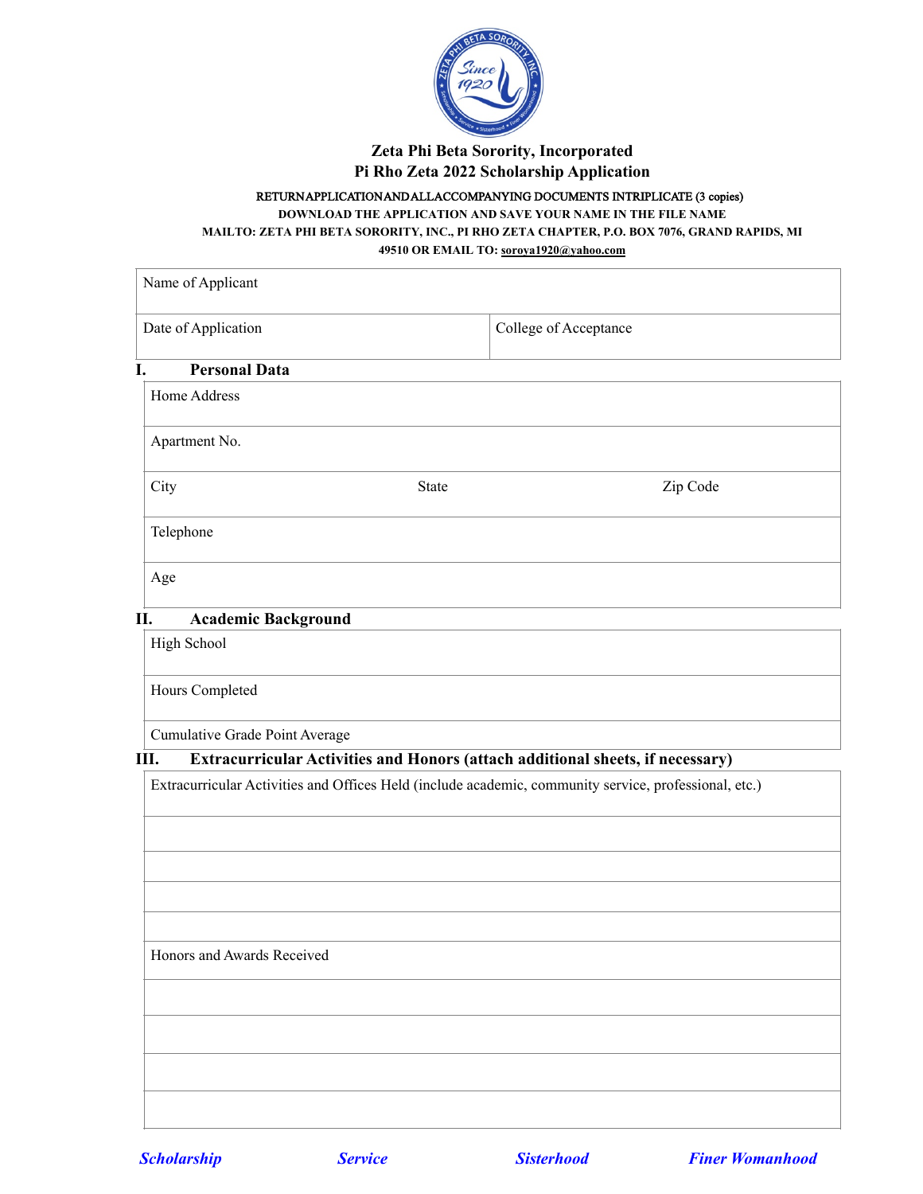**Zeta Phi Beta Sorority, Incorporated**
**Pi Rho Zeta 2022 Scholarship Application**

**RETURN APPLICATION AND ALL ACCOMPANYING DOCUMENTS IN TRIPLICATE (3 copies)**
**DOWNLOAD THE APPLICATION AND SAVE YOUR NAME IN THE FILE NAME**
**MAILTO: ZETA PHI BETA SORORITY, INC., PI RHO ZETA CHAPTER, P.O. BOX 7076, GRAND RAPIDS, MI 49510 OR EMAIL TO: soroya1920@yahoo.com**

| | |
|---|---|
| Name of Applicant | |
| Date of Application | College of Acceptance |

## I. Personal Data

| | | |
|---|---|---|
| Home Address | | |
| Apartment No. | | |
| City | State | Zip Code |
| Telephone | | |
| Age | | |

## II. Academic Background

| |
|---|
| High School |
| Hours Completed |
| Cumulative Grade Point Average |

## III. Extracurricular Activities and Honors (attach additional sheets, if necessary)

| |
|---|
| Extracurricular Activities and Offices Held (include academic, community service, professional, etc.) |
| |
| |
| |
| |
| Honors and Awards Received |
| |
| |
| |
| |

***Scholarship*** ***Service*** ***Sisterhood*** ***Finer Womanhood***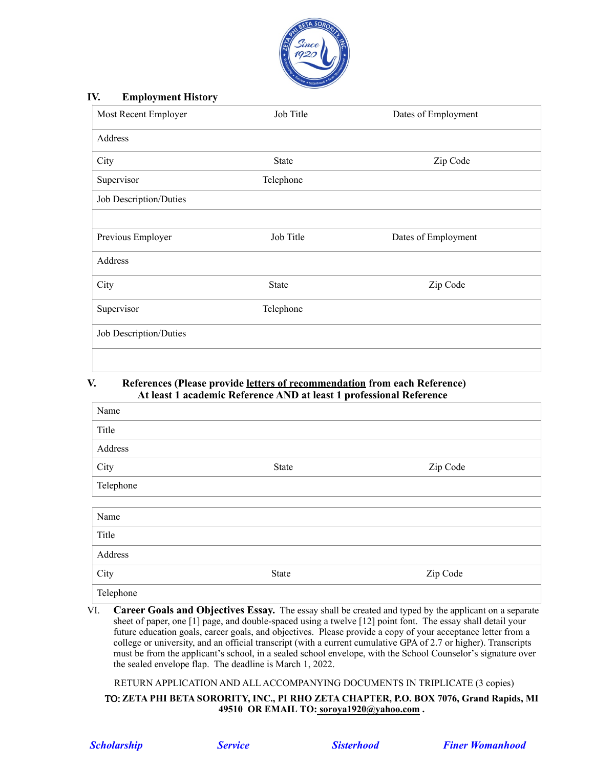## IV. Employment History

| | | |
|---|---|---|
| Most Recent Employer | Job Title | Dates of Employment |
| Address | | |
| City | State | Zip Code |
| Supervisor | Telephone | |
| Job Description/Duties | | |
| | | |
| Previous Employer | Job Title | Dates of Employment |
| Address | | |
| City | State | Zip Code |
| Supervisor | Telephone | |
| Job Description/Duties | | |
| | | |

## V. References (Please provide letters of recommendation from each Reference)

**At least 1 academic Reference AND at least 1 professional Reference**

| | | |
|---|---|---|
| Name | | |
| Title | | |
| Address | | |
| City | State | Zip Code |
| Telephone | | |

| | | |
|---|---|---|
| Name | | |
| Title | | |
| Address | | |
| City | State | Zip Code |
| Telephone | | |

VI. **Career Goals and Objectives Essay.** The essay shall be created and typed by the applicant on a separate sheet of paper, one [1] page, and double-spaced using a twelve [12] point font. The essay shall detail your future education goals, career goals, and objectives. Please provide a copy of your acceptance letter from a college or university, and an official transcript (with a current cumulative GPA of 2.7 or higher). Transcripts must be from the applicant's school, in a sealed school envelope, with the School Counselor's signature over the sealed envelope flap. The deadline is March 1, 2022.

RETURN APPLICATION AND ALL ACCOMPANYING DOCUMENTS IN TRIPLICATE (3 copies)

TO: **ZETA PHI BETA SORORITY, INC., PI RHO ZETA CHAPTER, P.O. BOX 7076, Grand Rapids, MI 49510 OR EMAIL TO: soroya1920@yahoo.com .**

***Scholarship*** ***Service*** ***Sisterhood*** ***Finer Womanhood***